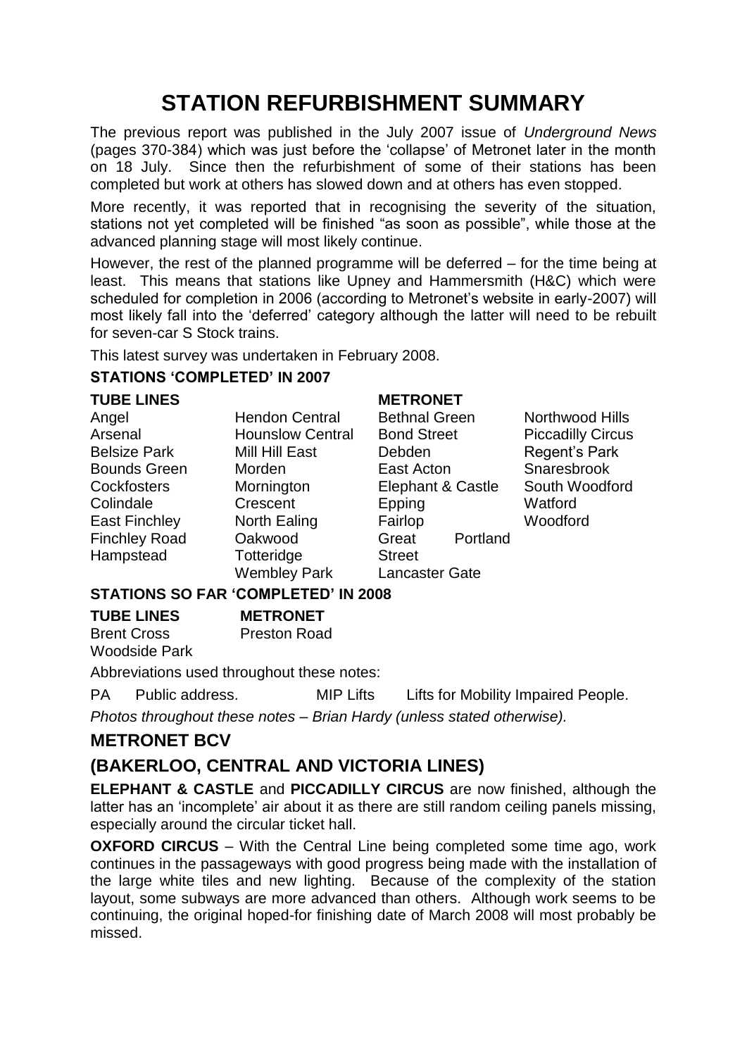# STATION REFURBISHMENT SUMMARY

The previous report was published in the July 2007 issue of *Underground News* (pages 370-384) which was just before the 'collapse' of Metronet later in the month on 18 July. Since then the refurbishment of some of their stations has been completed but work at others has slowed down and at others has even stopped.

More recently, it was reported that in recognising the severity of the situation, stations not yet completed will be finished "as soon as possible", while those at the advanced planning stage will most likely continue.

However, the rest of the planned programme will be deferred – for the time being at least. This means that stations like Upney and Hammersmith (H&C) which were scheduled for completion in 2006 (according to Metronet's website in early-2007) will most likely fall into the 'deferred' category although the latter will need to be rebuilt for seven-car S Stock trains.

This latest survey was undertaken in February 2008.

**STATIONS 'COMPLETED' IN 2007**

**TUBE LINES**

- Angel
- Arsenal
- Belsize Park
- Bounds Green
- Cockfosters
- Colindale
- East Finchley
- Finchley Road
- Hampstead
- Hendon Central
- Hounslow Central
- Mill Hill East
- Morden
- Mornington Crescent
- North Ealing
- Oakwood
- Totteridge
- Wembley Park

**METRONET**

- Bethnal Green
- Bond Street
- Debden
- East Acton
- Elephant & Castle
- Epping
- Fairlop
- Great Portland Street
- Lancaster Gate
- Northwood Hills
- Piccadilly Circus
- Regent's Park
- Snaresbrook
- South Woodford
- Watford
- Woodford

**STATIONS SO FAR 'COMPLETED' IN 2008**

**TUBE LINES**

- Brent Cross
- Woodside Park

**METRONET**

- Preston Road

Abbreviations used throughout these notes:

PA Public address.

MIP Lifts Lifts for Mobility Impaired People.

*Photos throughout these notes – Brian Hardy (unless stated otherwise).*

## METRONET BCV

## (BAKERLOO, CENTRAL AND VICTORIA LINES)

**ELEPHANT & CASTLE** and **PICCADILLY CIRCUS** are now finished, although the latter has an 'incomplete' air about it as there are still random ceiling panels missing, especially around the circular ticket hall.

**OXFORD CIRCUS** – With the Central Line being completed some time ago, work continues in the passageways with good progress being made with the installation of the large white tiles and new lighting. Because of the complexity of the station layout, some subways are more advanced than others. Although work seems to be continuing, the original hoped-for finishing date of March 2008 will most probably be missed.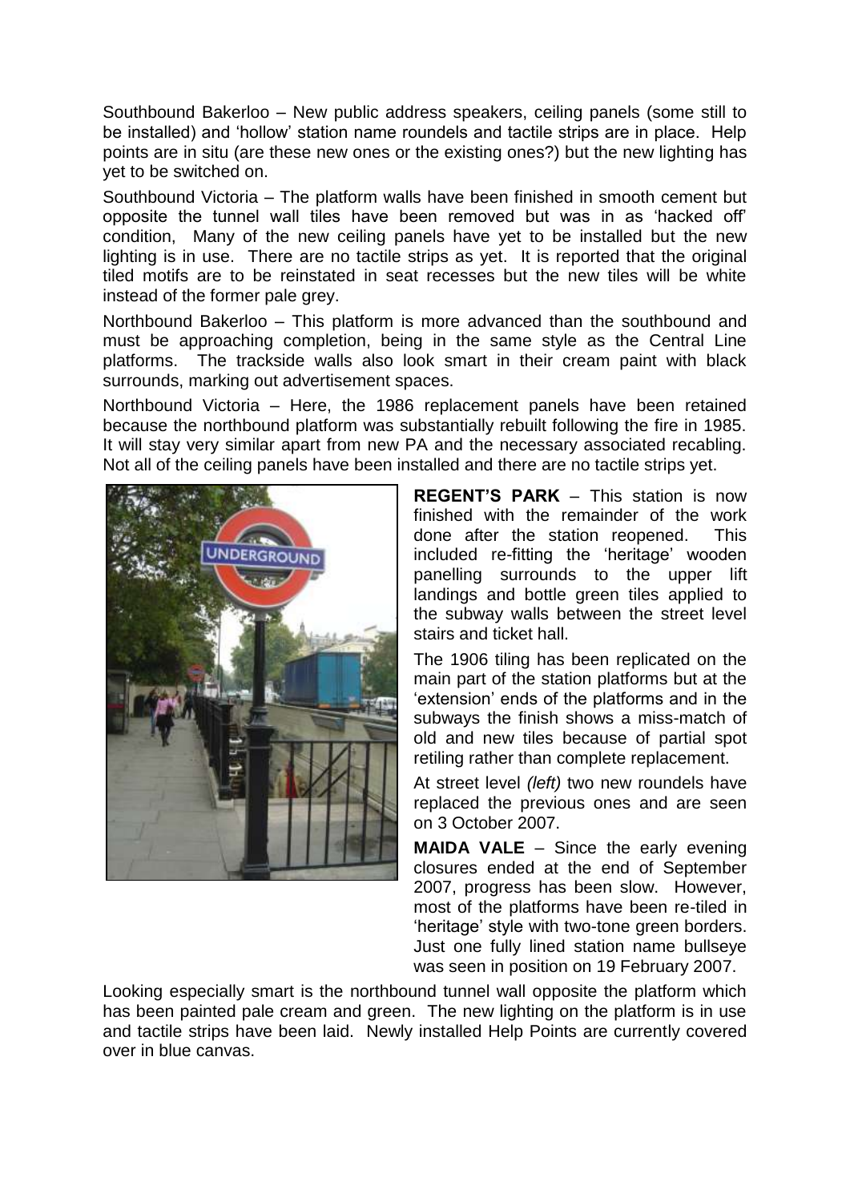Southbound Bakerloo – New public address speakers, ceiling panels (some still to be installed) and 'hollow' station name roundels and tactile strips are in place. Help points are in situ (are these new ones or the existing ones?) but the new lighting has yet to be switched on.

Southbound Victoria – The platform walls have been finished in smooth cement but opposite the tunnel wall tiles have been removed but was in as 'hacked off' condition, Many of the new ceiling panels have yet to be installed but the new lighting is in use. There are no tactile strips as yet. It is reported that the original tiled motifs are to be reinstated in seat recesses but the new tiles will be white instead of the former pale grey.

Northbound Bakerloo – This platform is more advanced than the southbound and must be approaching completion, being in the same style as the Central Line platforms. The trackside walls also look smart in their cream paint with black surrounds, marking out advertisement spaces.

Northbound Victoria – Here, the 1986 replacement panels have been retained because the northbound platform was substantially rebuilt following the fire in 1985. It will stay very similar apart from new PA and the necessary associated recabling. Not all of the ceiling panels have been installed and there are no tactile strips yet.

**REGENT'S PARK** – This station is now finished with the remainder of the work done after the station reopened. This included re-fitting the 'heritage' wooden panelling surrounds to the upper lift landings and bottle green tiles applied to the subway walls between the street level stairs and ticket hall.

The 1906 tiling has been replicated on the main part of the station platforms but at the 'extension' ends of the platforms and in the subways the finish shows a miss-match of old and new tiles because of partial spot retiling rather than complete replacement.

At street level *(left)* two new roundels have replaced the previous ones and are seen on 3 October 2007.

**MAIDA VALE** – Since the early evening closures ended at the end of September 2007, progress has been slow. However, most of the platforms have been re-tiled in 'heritage' style with two-tone green borders. Just one fully lined station name bullseye was seen in position on 19 February 2007.

Looking especially smart is the northbound tunnel wall opposite the platform which has been painted pale cream and green. The new lighting on the platform is in use and tactile strips have been laid. Newly installed Help Points are currently covered over in blue canvas.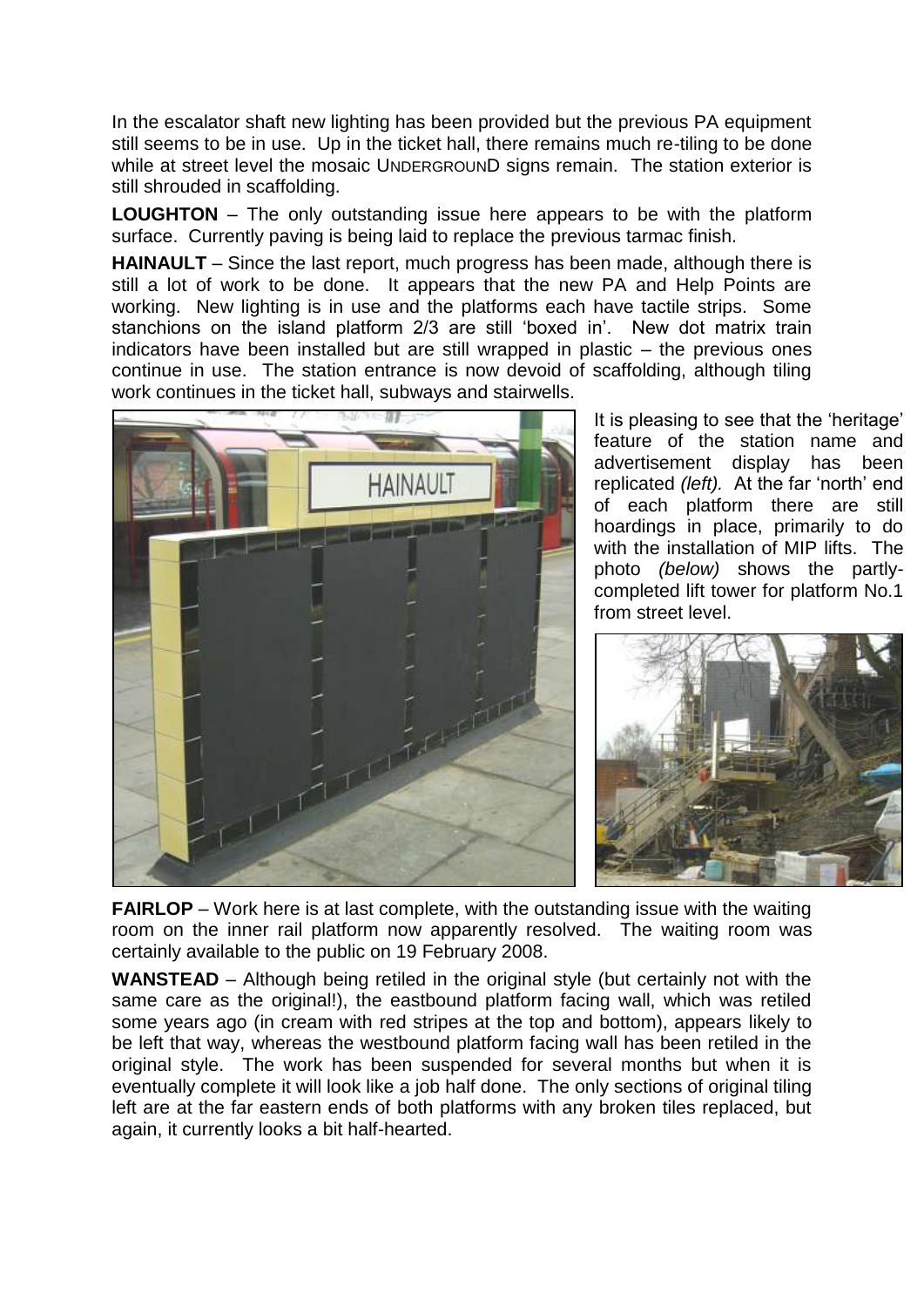In the escalator shaft new lighting has been provided but the previous PA equipment still seems to be in use. Up in the ticket hall, there remains much re-tiling to be done while at street level the mosaic UNDERGROUND signs remain. The station exterior is still shrouded in scaffolding.

**LOUGHTON** – The only outstanding issue here appears to be with the platform surface. Currently paving is being laid to replace the previous tarmac finish.

**HAINAULT** – Since the last report, much progress has been made, although there is still a lot of work to be done. It appears that the new PA and Help Points are working. New lighting is in use and the platforms each have tactile strips. Some stanchions on the island platform 2/3 are still 'boxed in'. New dot matrix train indicators have been installed but are still wrapped in plastic – the previous ones continue in use. The station entrance is now devoid of scaffolding, although tiling work continues in the ticket hall, subways and stairwells.

It is pleasing to see that the 'heritage' feature of the station name and advertisement display has been replicated *(left).* At the far 'north' end of each platform there are still hoardings in place, primarily to do with the installation of MIP lifts. The photo *(below)* shows the partly-completed lift tower for platform No.1 from street level.

**FAIRLOP** – Work here is at last complete, with the outstanding issue with the waiting room on the inner rail platform now apparently resolved. The waiting room was certainly available to the public on 19 February 2008.

**WANSTEAD** – Although being retiled in the original style (but certainly not with the same care as the original!), the eastbound platform facing wall, which was retiled some years ago (in cream with red stripes at the top and bottom), appears likely to be left that way, whereas the westbound platform facing wall has been retiled in the original style. The work has been suspended for several months but when it is eventually complete it will look like a job half done. The only sections of original tiling left are at the far eastern ends of both platforms with any broken tiles replaced, but again, it currently looks a bit half-hearted.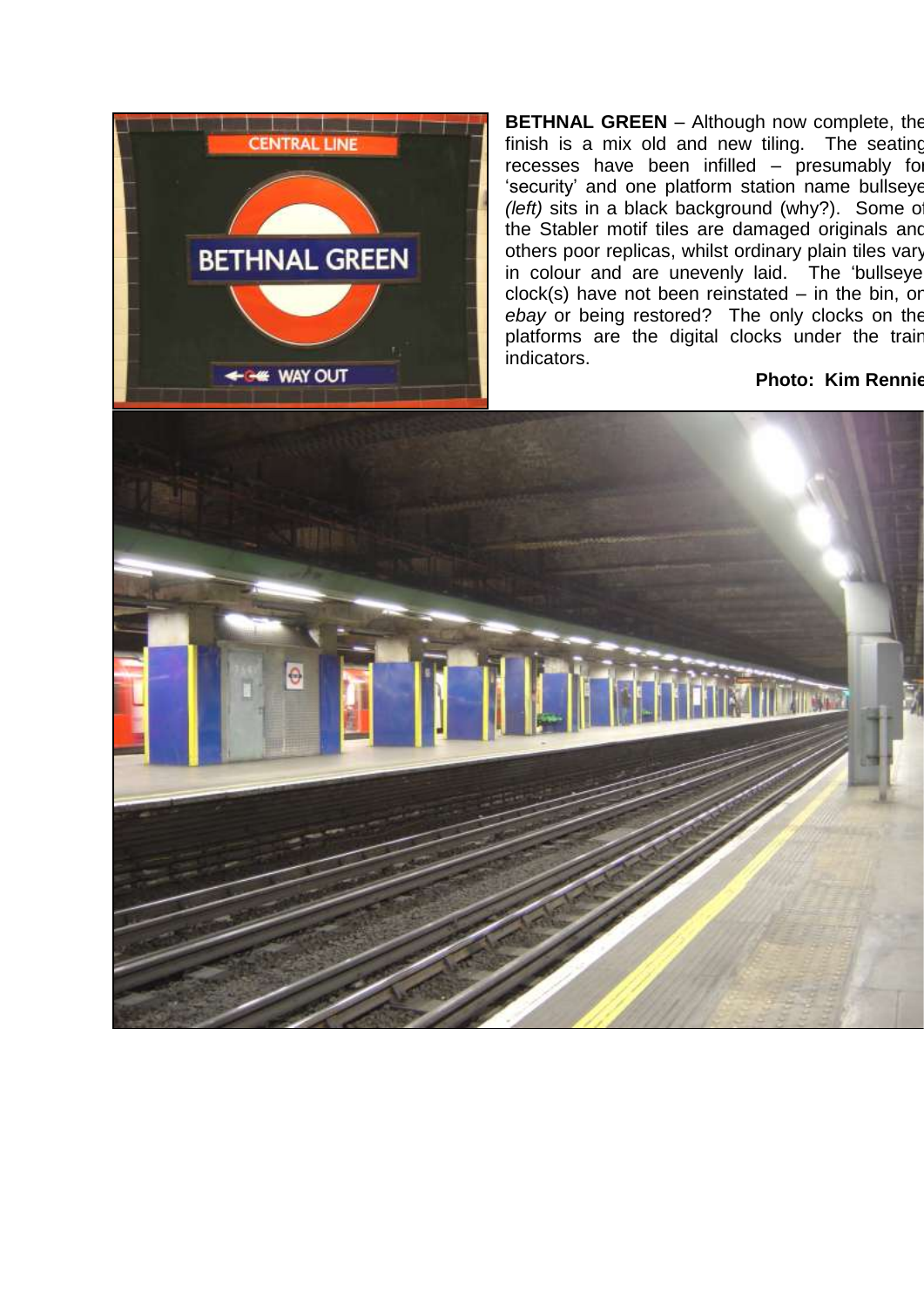**BETHNAL GREEN** – Although now complete, the finish is a mix old and new tiling. The seating recesses have been infilled – presumably for 'security' and one platform station name bullseye *(left)* sits in a black background (why?). Some of the Stabler motif tiles are damaged originals and others poor replicas, whilst ordinary plain tiles vary in colour and are unevenly laid. The 'bullseye' clock(s) have not been reinstated – in the bin, on *ebay* or being restored? The only clocks on the platforms are the digital clocks under the train indicators.

**Photo: Kim Rennie**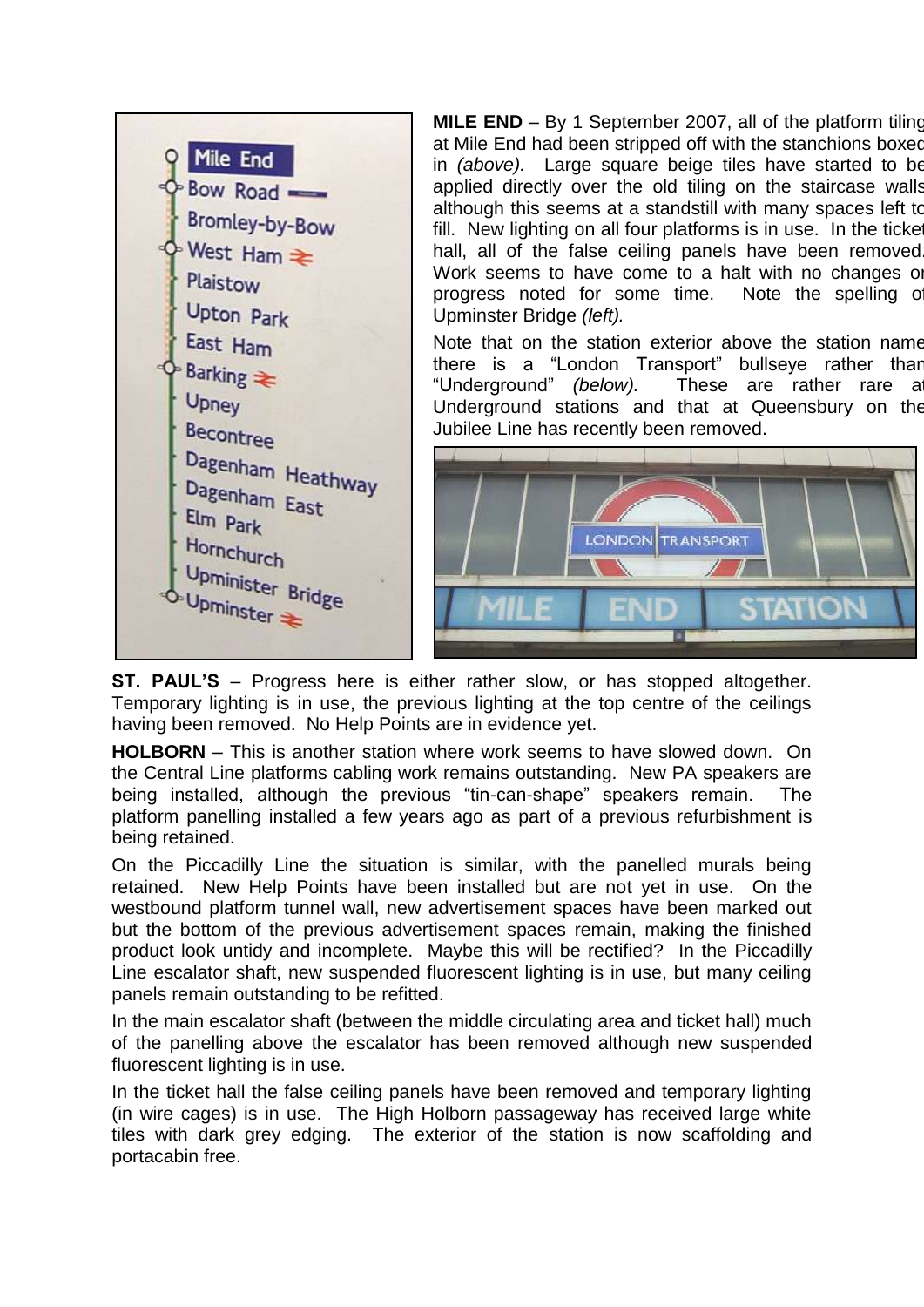**MILE END** – By 1 September 2007, all of the platform tiling at Mile End had been stripped off with the stanchions boxed in *(above).* Large square beige tiles have started to be applied directly over the old tiling on the staircase walls although this seems at a standstill with many spaces left to fill. New lighting on all four platforms is in use. In the ticket hall, all of the false ceiling panels have been removed. Work seems to have come to a halt with no changes or progress noted for some time. Note the spelling of Upminster Bridge *(left).*

Note that on the station exterior above the station name there is a "London Transport" bullseye rather than "Underground" *(below).* These are rather rare at Underground stations and that at Queensbury on the Jubilee Line has recently been removed.

**ST. PAUL'S** – Progress here is either rather slow, or has stopped altogether. Temporary lighting is in use, the previous lighting at the top centre of the ceilings having been removed. No Help Points are in evidence yet.

**HOLBORN** – This is another station where work seems to have slowed down. On the Central Line platforms cabling work remains outstanding. New PA speakers are being installed, although the previous "tin-can-shape" speakers remain. The platform panelling installed a few years ago as part of a previous refurbishment is being retained.

On the Piccadilly Line the situation is similar, with the panelled murals being retained. New Help Points have been installed but are not yet in use. On the westbound platform tunnel wall, new advertisement spaces have been marked out but the bottom of the previous advertisement spaces remain, making the finished product look untidy and incomplete. Maybe this will be rectified? In the Piccadilly Line escalator shaft, new suspended fluorescent lighting is in use, but many ceiling panels remain outstanding to be refitted.

In the main escalator shaft (between the middle circulating area and ticket hall) much of the panelling above the escalator has been removed although new suspended fluorescent lighting is in use.

In the ticket hall the false ceiling panels have been removed and temporary lighting (in wire cages) is in use. The High Holborn passageway has received large white tiles with dark grey edging. The exterior of the station is now scaffolding and portacabin free.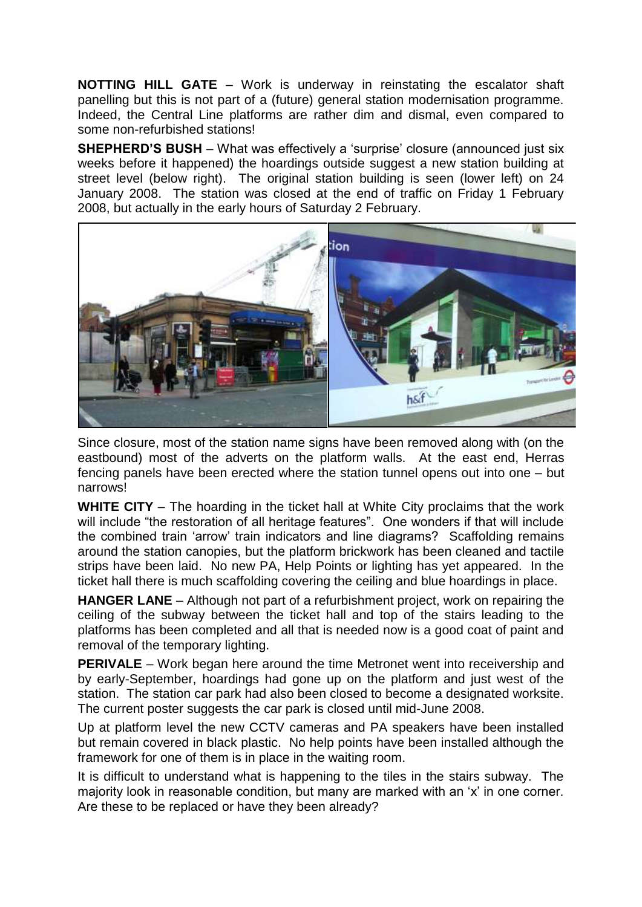**NOTTING HILL GATE** – Work is underway in reinstating the escalator shaft panelling but this is not part of a (future) general station modernisation programme. Indeed, the Central Line platforms are rather dim and dismal, even compared to some non-refurbished stations!

**SHEPHERD'S BUSH** – What was effectively a 'surprise' closure (announced just six weeks before it happened) the hoardings outside suggest a new station building at street level (below right). The original station building is seen (lower left) on 24 January 2008. The station was closed at the end of traffic on Friday 1 February 2008, but actually in the early hours of Saturday 2 February.

Since closure, most of the station name signs have been removed along with (on the eastbound) most of the adverts on the platform walls. At the east end, Herras fencing panels have been erected where the station tunnel opens out into one – but narrows!

**WHITE CITY** – The hoarding in the ticket hall at White City proclaims that the work will include "the restoration of all heritage features". One wonders if that will include the combined train 'arrow' train indicators and line diagrams? Scaffolding remains around the station canopies, but the platform brickwork has been cleaned and tactile strips have been laid. No new PA, Help Points or lighting has yet appeared. In the ticket hall there is much scaffolding covering the ceiling and blue hoardings in place.

**HANGER LANE** – Although not part of a refurbishment project, work on repairing the ceiling of the subway between the ticket hall and top of the stairs leading to the platforms has been completed and all that is needed now is a good coat of paint and removal of the temporary lighting.

**PERIVALE** – Work began here around the time Metronet went into receivership and by early-September, hoardings had gone up on the platform and just west of the station. The station car park had also been closed to become a designated worksite. The current poster suggests the car park is closed until mid-June 2008.

Up at platform level the new CCTV cameras and PA speakers have been installed but remain covered in black plastic. No help points have been installed although the framework for one of them is in place in the waiting room.

It is difficult to understand what is happening to the tiles in the stairs subway. The majority look in reasonable condition, but many are marked with an 'x' in one corner. Are these to be replaced or have they been already?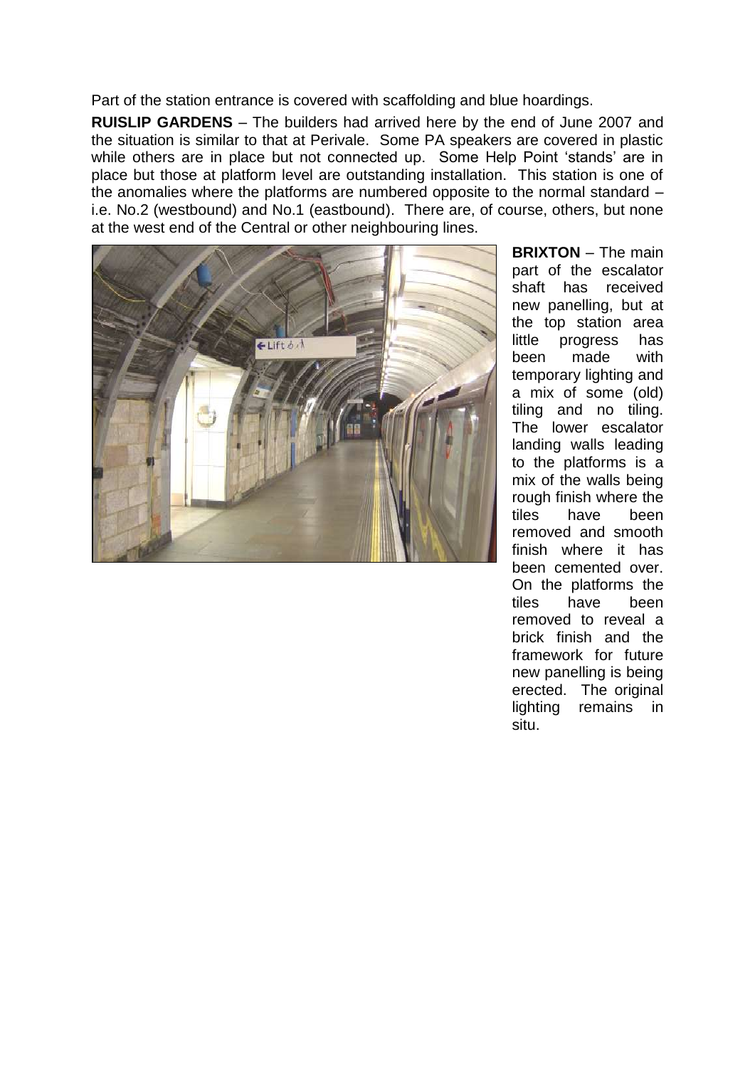Part of the station entrance is covered with scaffolding and blue hoardings.

**RUISLIP GARDENS** – The builders had arrived here by the end of June 2007 and the situation is similar to that at Perivale. Some PA speakers are covered in plastic while others are in place but not connected up. Some Help Point 'stands' are in place but those at platform level are outstanding installation. This station is one of the anomalies where the platforms are numbered opposite to the normal standard – i.e. No.2 (westbound) and No.1 (eastbound). There are, of course, others, but none at the west end of the Central or other neighbouring lines.

**BRIXTON** – The main part of the escalator shaft has received new panelling, but at the top station area little progress has been made with temporary lighting and a mix of some (old) tiling and no tiling. The lower escalator landing walls leading to the platforms is a mix of the walls being rough finish where the tiles have been removed and smooth finish where it has been cemented over. On the platforms the tiles have been removed to reveal a brick finish and the framework for future new panelling is being erected. The original lighting remains in situ.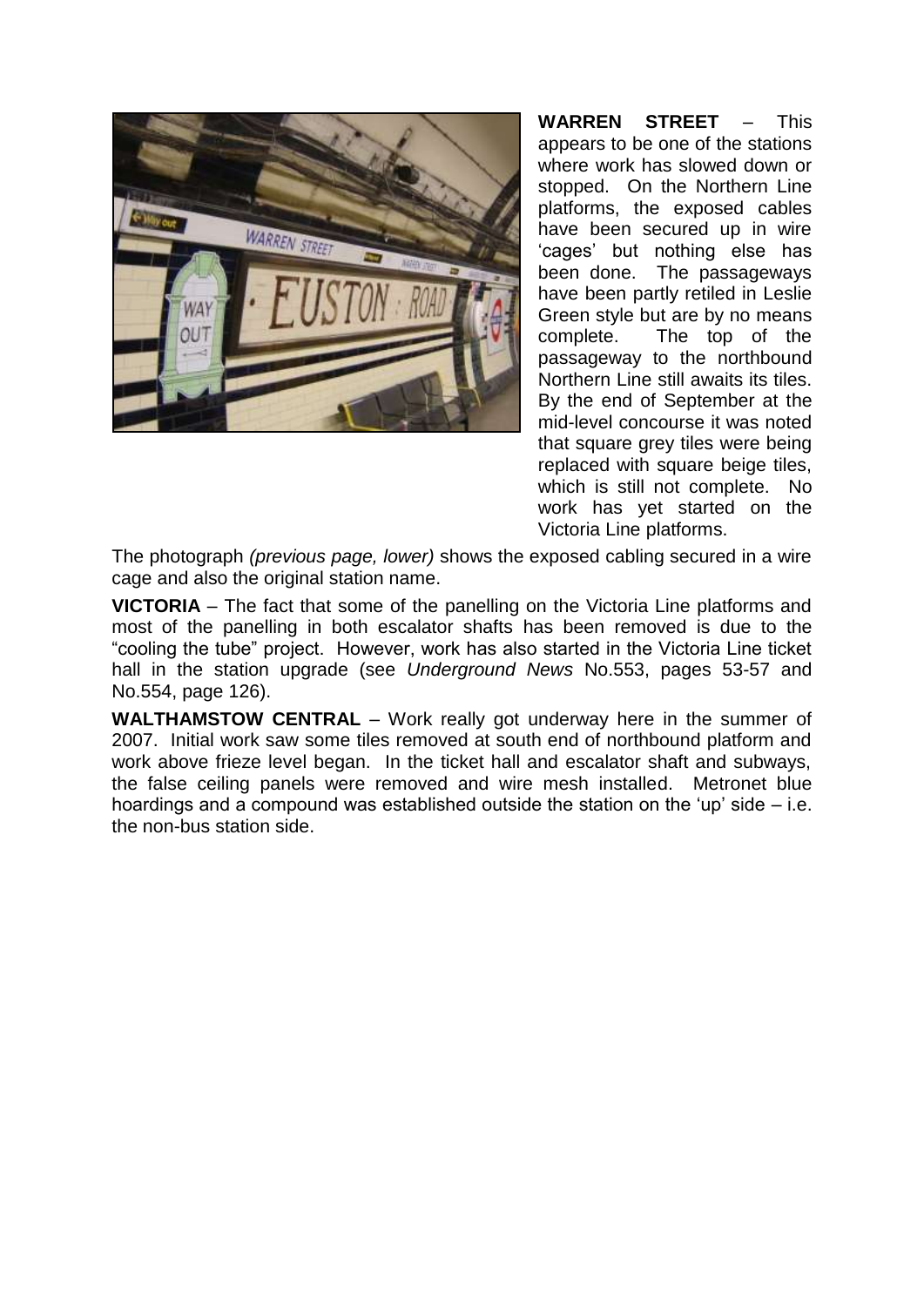**WARREN STREET** – This appears to be one of the stations where work has slowed down or stopped. On the Northern Line platforms, the exposed cables have been secured up in wire 'cages' but nothing else has been done. The passageways have been partly retiled in Leslie Green style but are by no means complete. The top of the passageway to the northbound Northern Line still awaits its tiles. By the end of September at the mid-level concourse it was noted that square grey tiles were being replaced with square beige tiles, which is still not complete. No work has yet started on the Victoria Line platforms.

The photograph *(previous page, lower)* shows the exposed cabling secured in a wire cage and also the original station name.

**VICTORIA** – The fact that some of the panelling on the Victoria Line platforms and most of the panelling in both escalator shafts has been removed is due to the "cooling the tube" project. However, work has also started in the Victoria Line ticket hall in the station upgrade (see *Underground News* No.553, pages 53-57 and No.554, page 126).

**WALTHAMSTOW CENTRAL** – Work really got underway here in the summer of 2007. Initial work saw some tiles removed at south end of northbound platform and work above frieze level began. In the ticket hall and escalator shaft and subways, the false ceiling panels were removed and wire mesh installed. Metronet blue hoardings and a compound was established outside the station on the 'up' side – i.e. the non-bus station side.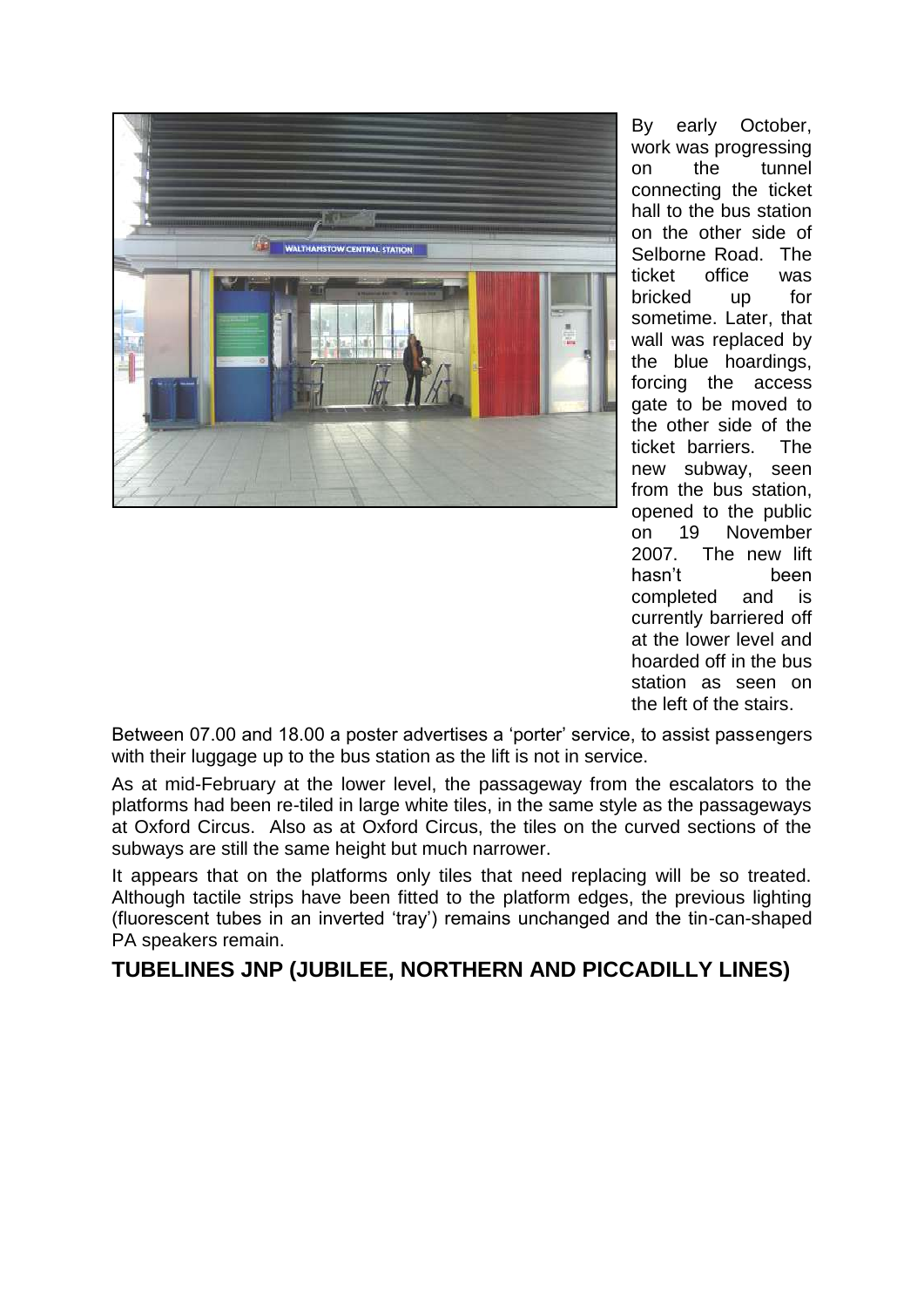By early October, work was progressing on the tunnel connecting the ticket hall to the bus station on the other side of Selborne Road. The ticket office was bricked up for sometime. Later, that wall was replaced by the blue hoardings, forcing the access gate to be moved to the other side of the ticket barriers. The new subway, seen from the bus station, opened to the public on 19 November 2007. The new lift hasn't been completed and is currently barriered off at the lower level and hoarded off in the bus station as seen on the left of the stairs.

Between 07.00 and 18.00 a poster advertises a 'porter' service, to assist passengers with their luggage up to the bus station as the lift is not in service.

As at mid-February at the lower level, the passageway from the escalators to the platforms had been re-tiled in large white tiles, in the same style as the passageways at Oxford Circus. Also as at Oxford Circus, the tiles on the curved sections of the subways are still the same height but much narrower.

It appears that on the platforms only tiles that need replacing will be so treated. Although tactile strips have been fitted to the platform edges, the previous lighting (fluorescent tubes in an inverted 'tray') remains unchanged and the tin-can-shaped PA speakers remain.

## TUBELINES JNP (JUBILEE, NORTHERN AND PICCADILLY LINES)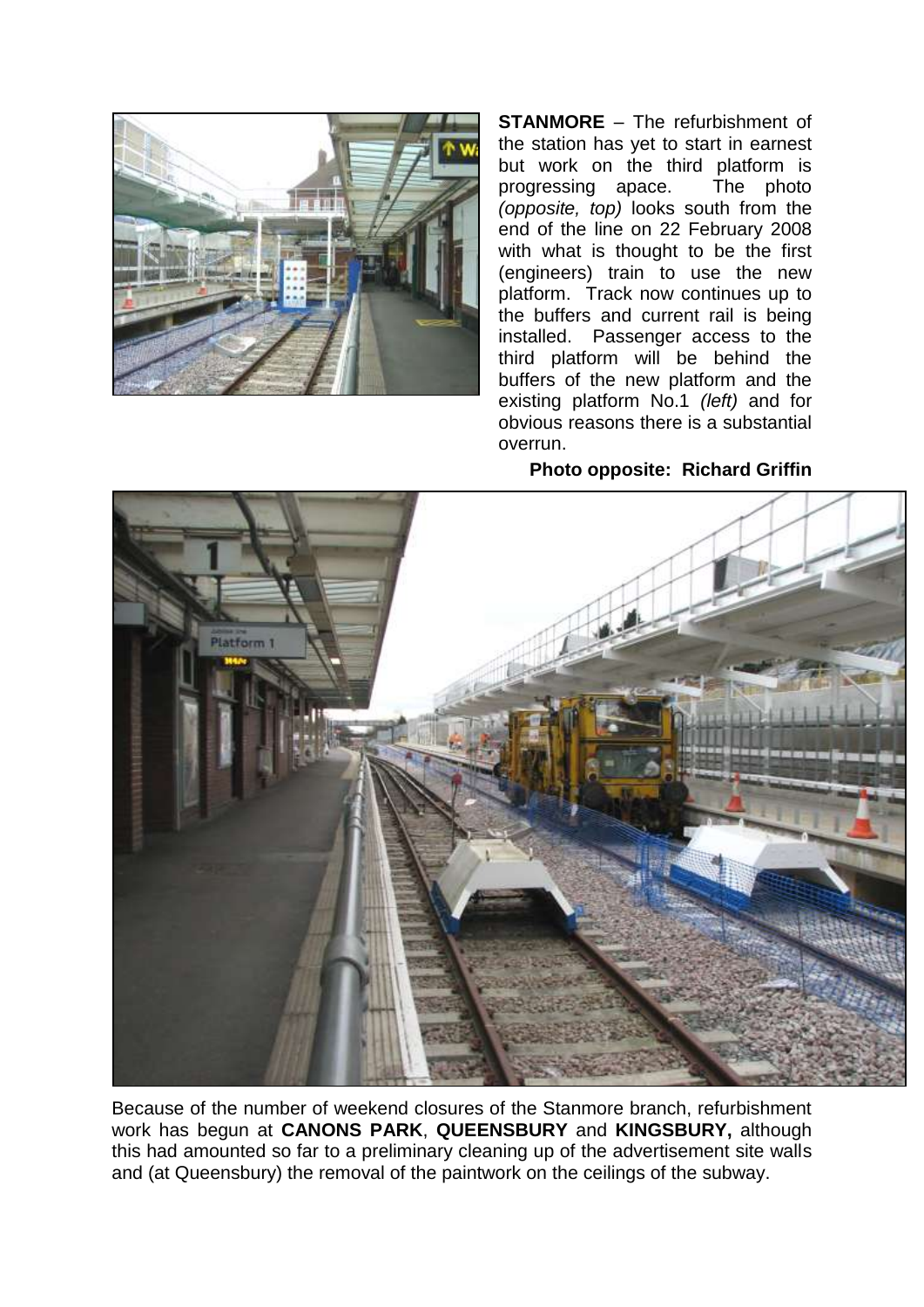**STANMORE** – The refurbishment of the station has yet to start in earnest but work on the third platform is progressing apace. The photo *(opposite, top)* looks south from the end of the line on 22 February 2008 with what is thought to be the first (engineers) train to use the new platform. Track now continues up to the buffers and current rail is being installed. Passenger access to the third platform will be behind the buffers of the new platform and the existing platform No.1 *(left)* and for obvious reasons there is a substantial overrun.

**Photo opposite: Richard Griffin**

Because of the number of weekend closures of the Stanmore branch, refurbishment work has begun at **CANONS PARK**, **QUEENSBURY** and **KINGSBURY,** although this had amounted so far to a preliminary cleaning up of the advertisement site walls and (at Queensbury) the removal of the paintwork on the ceilings of the subway.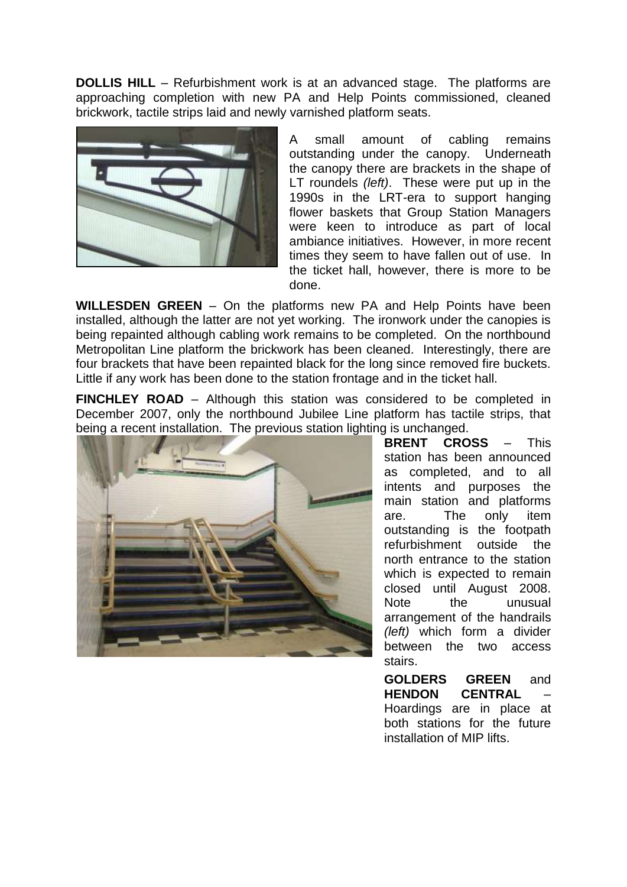**DOLLIS HILL** – Refurbishment work is at an advanced stage. The platforms are approaching completion with new PA and Help Points commissioned, cleaned brickwork, tactile strips laid and newly varnished platform seats.

A small amount of cabling remains outstanding under the canopy. Underneath the canopy there are brackets in the shape of LT roundels *(left)*. These were put up in the 1990s in the LRT-era to support hanging flower baskets that Group Station Managers were keen to introduce as part of local ambiance initiatives. However, in more recent times they seem to have fallen out of use. In the ticket hall, however, there is more to be done.

**WILLESDEN GREEN** – On the platforms new PA and Help Points have been installed, although the latter are not yet working. The ironwork under the canopies is being repainted although cabling work remains to be completed. On the northbound Metropolitan Line platform the brickwork has been cleaned. Interestingly, there are four brackets that have been repainted black for the long since removed fire buckets. Little if any work has been done to the station frontage and in the ticket hall.

**FINCHLEY ROAD** – Although this station was considered to be completed in December 2007, only the northbound Jubilee Line platform has tactile strips, that being a recent installation. The previous station lighting is unchanged.

**BRENT CROSS** – This station has been announced as completed, and to all intents and purposes the main station and platforms are. The only item outstanding is the footpath refurbishment outside the north entrance to the station which is expected to remain closed until August 2008. Note the unusual arrangement of the handrails *(left)* which form a divider between the two access stairs.

**GOLDERS GREEN** and **HENDON CENTRAL** – Hoardings are in place at both stations for the future installation of MIP lifts.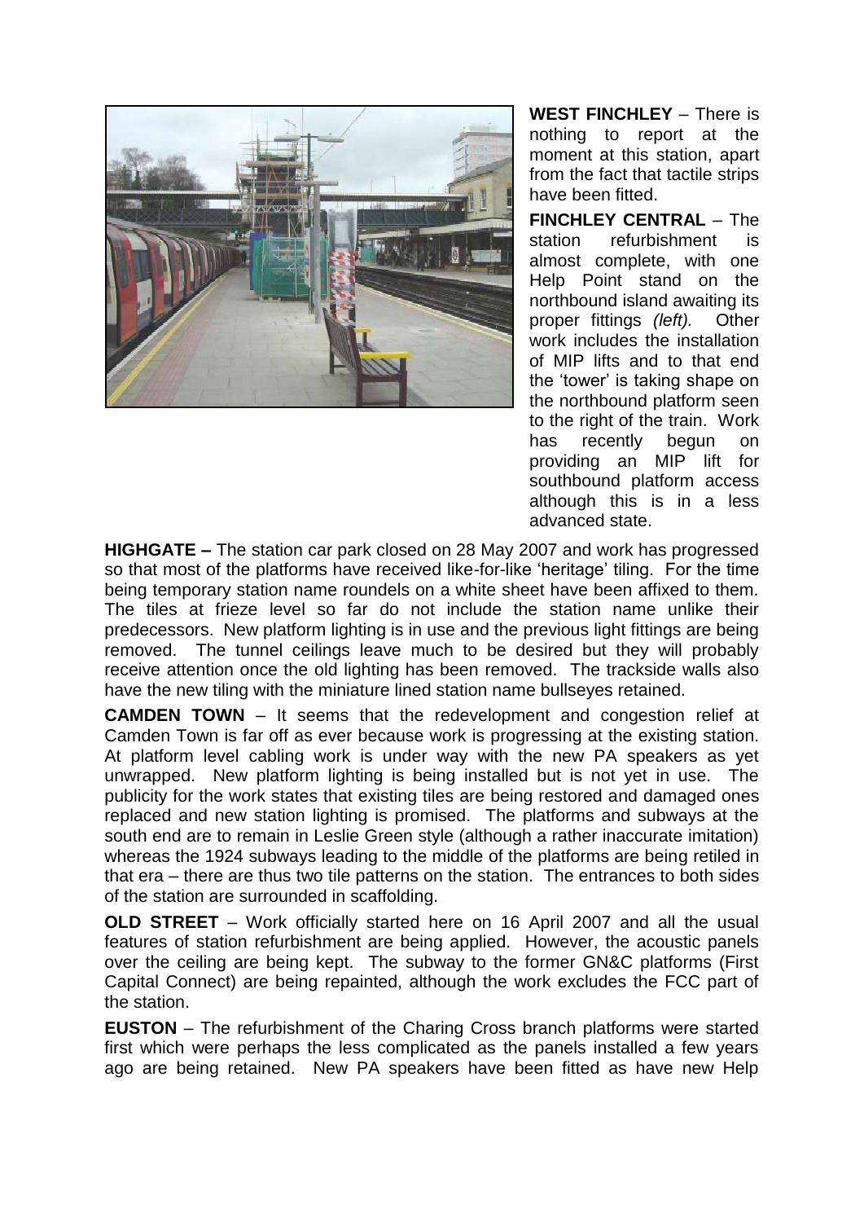**WEST FINCHLEY** – There is nothing to report at the moment at this station, apart from the fact that tactile strips have been fitted.

**FINCHLEY CENTRAL** – The station refurbishment is almost complete, with one Help Point stand on the northbound island awaiting its proper fittings *(left).* Other work includes the installation of MIP lifts and to that end the 'tower' is taking shape on the northbound platform seen to the right of the train. Work has recently begun on providing an MIP lift for southbound platform access although this is in a less advanced state.

**HIGHGATE –** The station car park closed on 28 May 2007 and work has progressed so that most of the platforms have received like-for-like 'heritage' tiling. For the time being temporary station name roundels on a white sheet have been affixed to them. The tiles at frieze level so far do not include the station name unlike their predecessors. New platform lighting is in use and the previous light fittings are being removed. The tunnel ceilings leave much to be desired but they will probably receive attention once the old lighting has been removed. The trackside walls also have the new tiling with the miniature lined station name bullseyes retained.

**CAMDEN TOWN** – It seems that the redevelopment and congestion relief at Camden Town is far off as ever because work is progressing at the existing station. At platform level cabling work is under way with the new PA speakers as yet unwrapped. New platform lighting is being installed but is not yet in use. The publicity for the work states that existing tiles are being restored and damaged ones replaced and new station lighting is promised. The platforms and subways at the south end are to remain in Leslie Green style (although a rather inaccurate imitation) whereas the 1924 subways leading to the middle of the platforms are being retiled in that era – there are thus two tile patterns on the station. The entrances to both sides of the station are surrounded in scaffolding.

**OLD STREET** – Work officially started here on 16 April 2007 and all the usual features of station refurbishment are being applied. However, the acoustic panels over the ceiling are being kept. The subway to the former GN&C platforms (First Capital Connect) are being repainted, although the work excludes the FCC part of the station.

**EUSTON** – The refurbishment of the Charing Cross branch platforms were started first which were perhaps the less complicated as the panels installed a few years ago are being retained. New PA speakers have been fitted as have new Help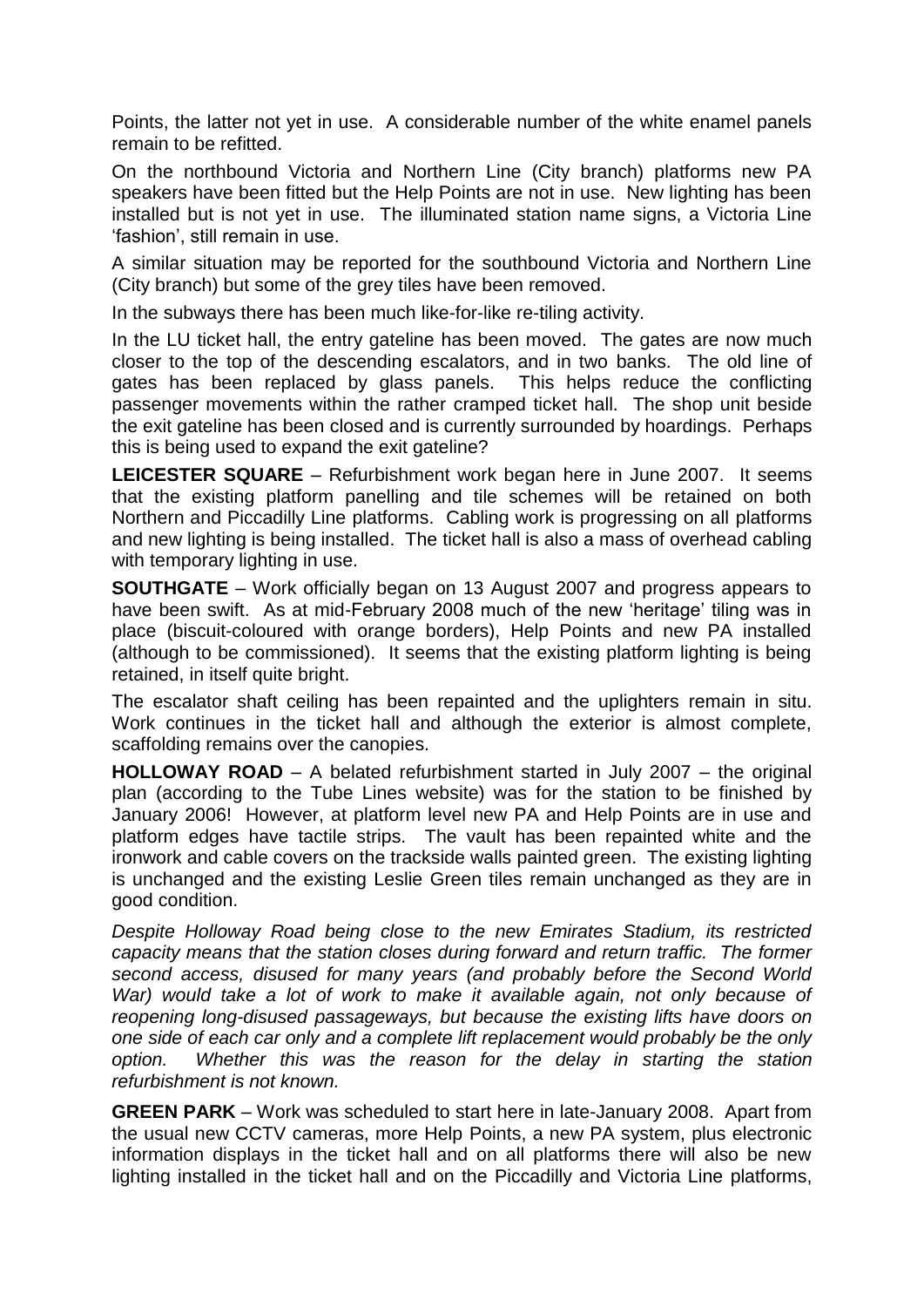Points, the latter not yet in use. A considerable number of the white enamel panels remain to be refitted.

On the northbound Victoria and Northern Line (City branch) platforms new PA speakers have been fitted but the Help Points are not in use. New lighting has been installed but is not yet in use. The illuminated station name signs, a Victoria Line 'fashion', still remain in use.

A similar situation may be reported for the southbound Victoria and Northern Line (City branch) but some of the grey tiles have been removed.

In the subways there has been much like-for-like re-tiling activity.

In the LU ticket hall, the entry gateline has been moved. The gates are now much closer to the top of the descending escalators, and in two banks. The old line of gates has been replaced by glass panels. This helps reduce the conflicting passenger movements within the rather cramped ticket hall. The shop unit beside the exit gateline has been closed and is currently surrounded by hoardings. Perhaps this is being used to expand the exit gateline?

**LEICESTER SQUARE** – Refurbishment work began here in June 2007. It seems that the existing platform panelling and tile schemes will be retained on both Northern and Piccadilly Line platforms. Cabling work is progressing on all platforms and new lighting is being installed. The ticket hall is also a mass of overhead cabling with temporary lighting in use.

**SOUTHGATE** – Work officially began on 13 August 2007 and progress appears to have been swift. As at mid-February 2008 much of the new 'heritage' tiling was in place (biscuit-coloured with orange borders), Help Points and new PA installed (although to be commissioned). It seems that the existing platform lighting is being retained, in itself quite bright.

The escalator shaft ceiling has been repainted and the uplighters remain in situ. Work continues in the ticket hall and although the exterior is almost complete, scaffolding remains over the canopies.

**HOLLOWAY ROAD** – A belated refurbishment started in July 2007 – the original plan (according to the Tube Lines website) was for the station to be finished by January 2006! However, at platform level new PA and Help Points are in use and platform edges have tactile strips. The vault has been repainted white and the ironwork and cable covers on the trackside walls painted green. The existing lighting is unchanged and the existing Leslie Green tiles remain unchanged as they are in good condition.

*Despite Holloway Road being close to the new Emirates Stadium, its restricted capacity means that the station closes during forward and return traffic. The former second access, disused for many years (and probably before the Second World War) would take a lot of work to make it available again, not only because of reopening long-disused passageways, but because the existing lifts have doors on one side of each car only and a complete lift replacement would probably be the only option. Whether this was the reason for the delay in starting the station refurbishment is not known.*

**GREEN PARK** – Work was scheduled to start here in late-January 2008. Apart from the usual new CCTV cameras, more Help Points, a new PA system, plus electronic information displays in the ticket hall and on all platforms there will also be new lighting installed in the ticket hall and on the Piccadilly and Victoria Line platforms,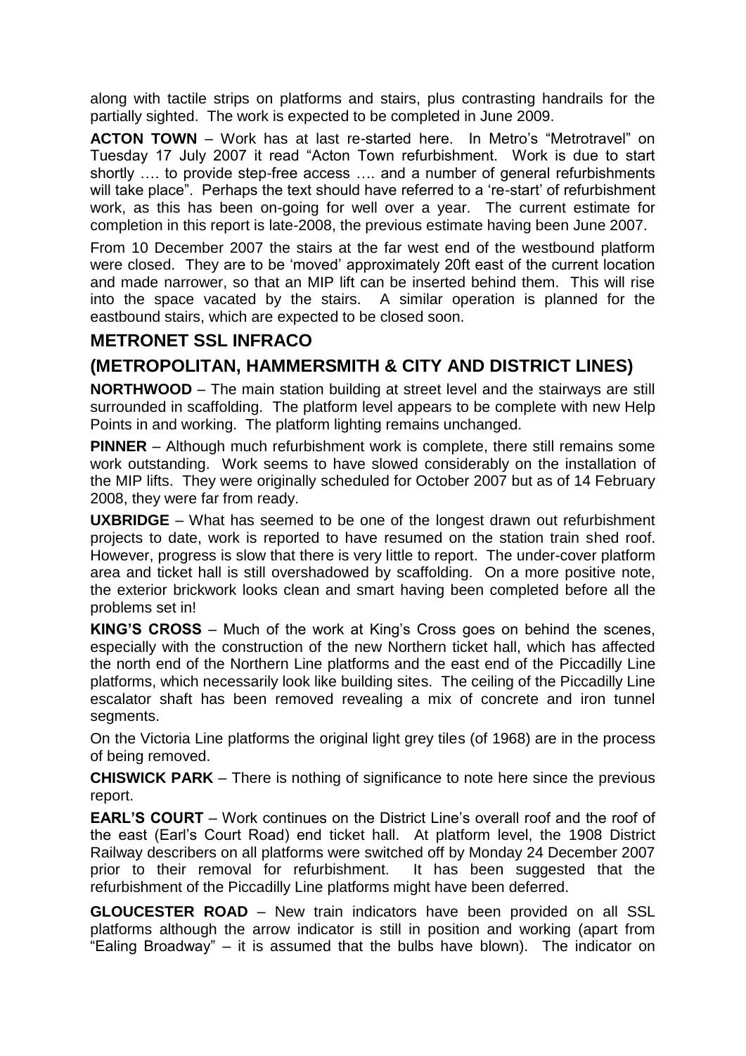along with tactile strips on platforms and stairs, plus contrasting handrails for the partially sighted. The work is expected to be completed in June 2009.

**ACTON TOWN** – Work has at last re-started here. In Metro's "Metrotravel" on Tuesday 17 July 2007 it read "Acton Town refurbishment. Work is due to start shortly …. to provide step-free access …. and a number of general refurbishments will take place". Perhaps the text should have referred to a 're-start' of refurbishment work, as this has been on-going for well over a year. The current estimate for completion in this report is late-2008, the previous estimate having been June 2007.

From 10 December 2007 the stairs at the far west end of the westbound platform were closed. They are to be 'moved' approximately 20ft east of the current location and made narrower, so that an MIP lift can be inserted behind them. This will rise into the space vacated by the stairs. A similar operation is planned for the eastbound stairs, which are expected to be closed soon.

## METRONET SSL INFRACO

## (METROPOLITAN, HAMMERSMITH & CITY AND DISTRICT LINES)

**NORTHWOOD** – The main station building at street level and the stairways are still surrounded in scaffolding. The platform level appears to be complete with new Help Points in and working. The platform lighting remains unchanged.

**PINNER** – Although much refurbishment work is complete, there still remains some work outstanding. Work seems to have slowed considerably on the installation of the MIP lifts. They were originally scheduled for October 2007 but as of 14 February 2008, they were far from ready.

**UXBRIDGE** – What has seemed to be one of the longest drawn out refurbishment projects to date, work is reported to have resumed on the station train shed roof. However, progress is slow that there is very little to report. The under-cover platform area and ticket hall is still overshadowed by scaffolding. On a more positive note, the exterior brickwork looks clean and smart having been completed before all the problems set in!

**KING'S CROSS** – Much of the work at King's Cross goes on behind the scenes, especially with the construction of the new Northern ticket hall, which has affected the north end of the Northern Line platforms and the east end of the Piccadilly Line platforms, which necessarily look like building sites. The ceiling of the Piccadilly Line escalator shaft has been removed revealing a mix of concrete and iron tunnel segments.

On the Victoria Line platforms the original light grey tiles (of 1968) are in the process of being removed.

**CHISWICK PARK** – There is nothing of significance to note here since the previous report.

**EARL'S COURT** – Work continues on the District Line's overall roof and the roof of the east (Earl's Court Road) end ticket hall. At platform level, the 1908 District Railway describers on all platforms were switched off by Monday 24 December 2007 prior to their removal for refurbishment. It has been suggested that the refurbishment of the Piccadilly Line platforms might have been deferred.

**GLOUCESTER ROAD** – New train indicators have been provided on all SSL platforms although the arrow indicator is still in position and working (apart from "Ealing Broadway" – it is assumed that the bulbs have blown). The indicator on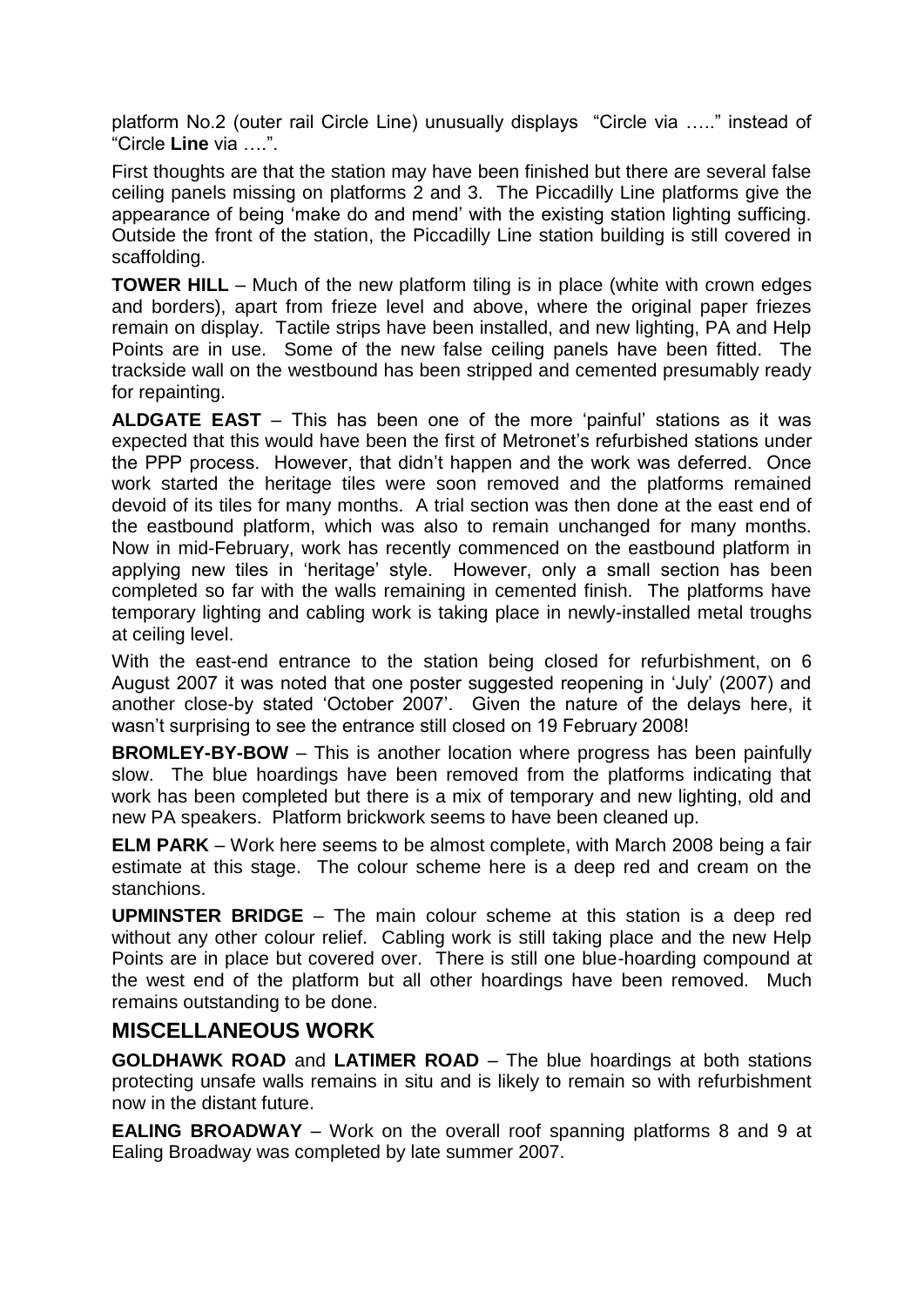platform No.2 (outer rail Circle Line) unusually displays "Circle via ….." instead of "Circle **Line** via ….".

First thoughts are that the station may have been finished but there are several false ceiling panels missing on platforms 2 and 3. The Piccadilly Line platforms give the appearance of being 'make do and mend' with the existing station lighting sufficing. Outside the front of the station, the Piccadilly Line station building is still covered in scaffolding.

**TOWER HILL** – Much of the new platform tiling is in place (white with crown edges and borders), apart from frieze level and above, where the original paper friezes remain on display. Tactile strips have been installed, and new lighting, PA and Help Points are in use. Some of the new false ceiling panels have been fitted. The trackside wall on the westbound has been stripped and cemented presumably ready for repainting.

**ALDGATE EAST** – This has been one of the more 'painful' stations as it was expected that this would have been the first of Metronet's refurbished stations under the PPP process. However, that didn't happen and the work was deferred. Once work started the heritage tiles were soon removed and the platforms remained devoid of its tiles for many months. A trial section was then done at the east end of the eastbound platform, which was also to remain unchanged for many months. Now in mid-February, work has recently commenced on the eastbound platform in applying new tiles in 'heritage' style. However, only a small section has been completed so far with the walls remaining in cemented finish. The platforms have temporary lighting and cabling work is taking place in newly-installed metal troughs at ceiling level.

With the east-end entrance to the station being closed for refurbishment, on 6 August 2007 it was noted that one poster suggested reopening in 'July' (2007) and another close-by stated 'October 2007'. Given the nature of the delays here, it wasn't surprising to see the entrance still closed on 19 February 2008!

**BROMLEY-BY-BOW** – This is another location where progress has been painfully slow. The blue hoardings have been removed from the platforms indicating that work has been completed but there is a mix of temporary and new lighting, old and new PA speakers. Platform brickwork seems to have been cleaned up.

**ELM PARK** – Work here seems to be almost complete, with March 2008 being a fair estimate at this stage. The colour scheme here is a deep red and cream on the stanchions.

**UPMINSTER BRIDGE** – The main colour scheme at this station is a deep red without any other colour relief. Cabling work is still taking place and the new Help Points are in place but covered over. There is still one blue-hoarding compound at the west end of the platform but all other hoardings have been removed. Much remains outstanding to be done.

## MISCELLANEOUS WORK

**GOLDHAWK ROAD** and **LATIMER ROAD** – The blue hoardings at both stations protecting unsafe walls remains in situ and is likely to remain so with refurbishment now in the distant future.

**EALING BROADWAY** – Work on the overall roof spanning platforms 8 and 9 at Ealing Broadway was completed by late summer 2007.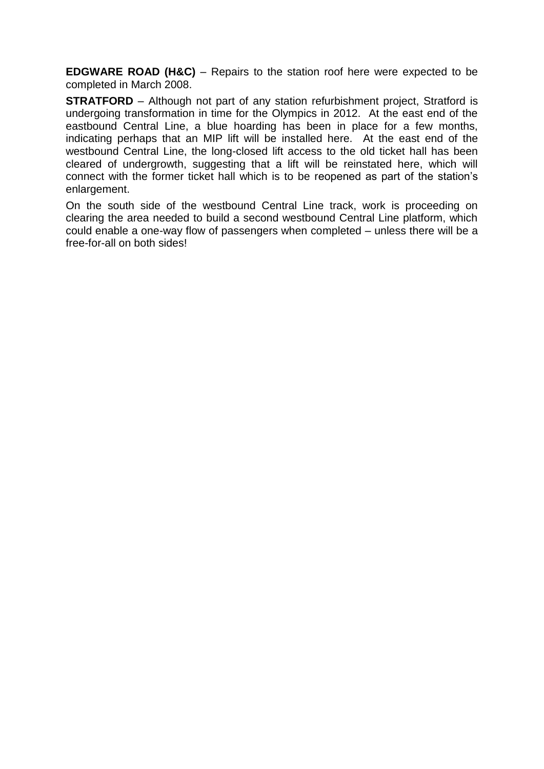**EDGWARE ROAD (H&C)** – Repairs to the station roof here were expected to be completed in March 2008.

**STRATFORD** – Although not part of any station refurbishment project, Stratford is undergoing transformation in time for the Olympics in 2012. At the east end of the eastbound Central Line, a blue hoarding has been in place for a few months, indicating perhaps that an MIP lift will be installed here. At the east end of the westbound Central Line, the long-closed lift access to the old ticket hall has been cleared of undergrowth, suggesting that a lift will be reinstated here, which will connect with the former ticket hall which is to be reopened as part of the station's enlargement.

On the south side of the westbound Central Line track, work is proceeding on clearing the area needed to build a second westbound Central Line platform, which could enable a one-way flow of passengers when completed – unless there will be a free-for-all on both sides!